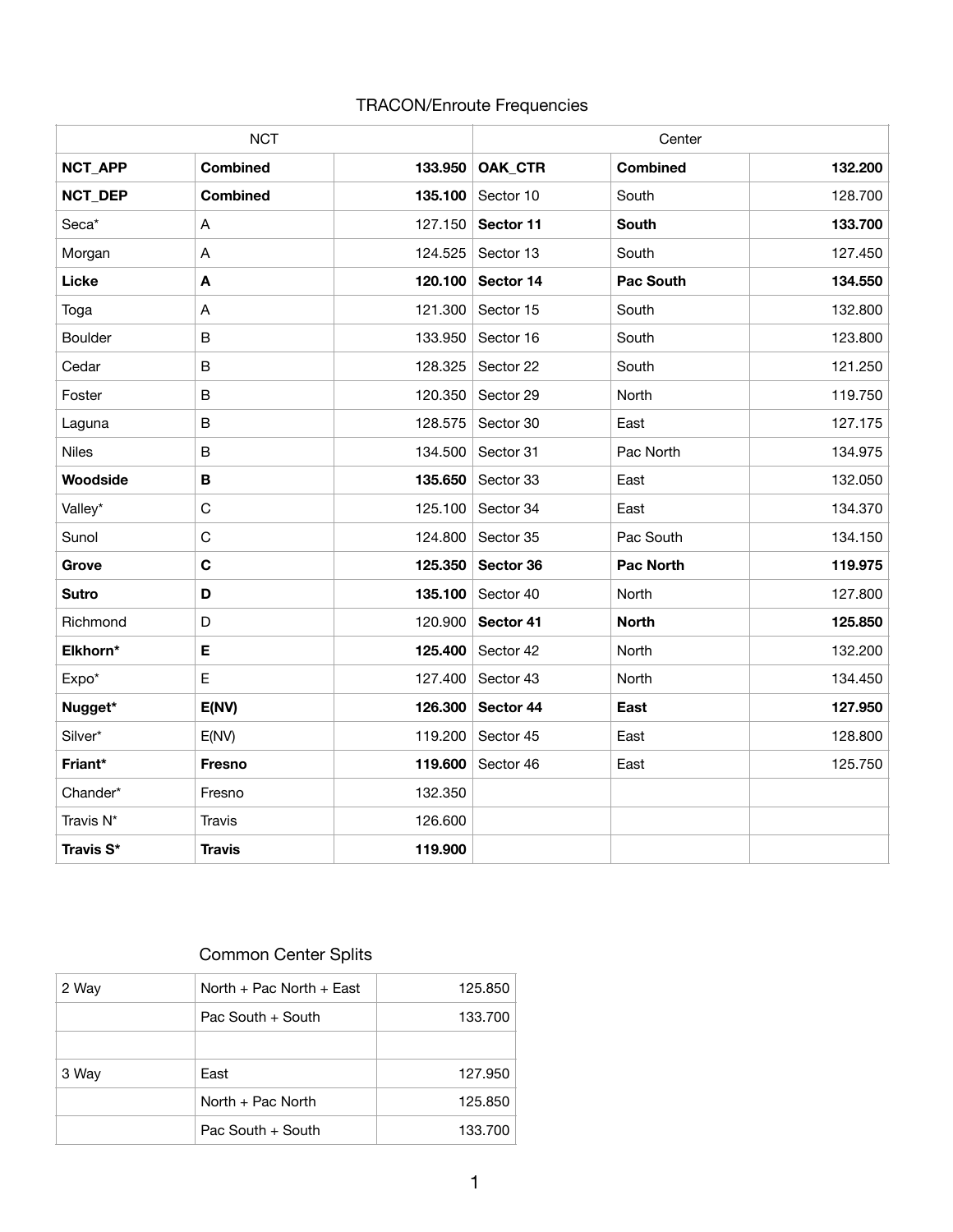# TRACON/Enroute Frequencies

| NCT | | | Center | | |
|---|---|---|---|---|---|
| **NCT_APP** | **Combined** | **133.950** | **OAK_CTR** | **Combined** | **132.200** |
| **NCT_DEP** | **Combined** | **135.100** | Sector 10 | South | 128.700 |
| Seca* | A | 127.150 | **Sector 11** | **South** | **133.700** |
| Morgan | A | 124.525 | Sector 13 | South | 127.450 |
| **Licke** | **A** | **120.100** | **Sector 14** | **Pac South** | **134.550** |
| Toga | A | 121.300 | Sector 15 | South | 132.800 |
| Boulder | B | 133.950 | Sector 16 | South | 123.800 |
| Cedar | B | 128.325 | Sector 22 | South | 121.250 |
| Foster | B | 120.350 | Sector 29 | North | 119.750 |
| Laguna | B | 128.575 | Sector 30 | East | 127.175 |
| Niles | B | 134.500 | Sector 31 | Pac North | 134.975 |
| **Woodside** | **B** | **135.650** | Sector 33 | East | 132.050 |
| Valley* | C | 125.100 | Sector 34 | East | 134.370 |
| Sunol | C | 124.800 | Sector 35 | Pac South | 134.150 |
| **Grove** | **C** | **125.350** | **Sector 36** | **Pac North** | **119.975** |
| **Sutro** | **D** | **135.100** | Sector 40 | North | 127.800 |
| Richmond | D | 120.900 | **Sector 41** | **North** | **125.850** |
| **Elkhorn*** | **E** | **125.400** | Sector 42 | North | 132.200 |
| Expo* | E | 127.400 | Sector 43 | North | 134.450 |
| **Nugget*** | **E(NV)** | **126.300** | **Sector 44** | **East** | **127.950** |
| Silver* | E(NV) | 119.200 | Sector 45 | East | 128.800 |
| **Friant*** | **Fresno** | **119.600** | Sector 46 | East | 125.750 |
| Chander* | Fresno | 132.350 | | | |
| Travis N* | Travis | 126.600 | | | |
| **Travis S*** | **Travis** | **119.900** | | | |

## Common Center Splits

| | | |
|---|---|---|
| 2 Way | North + Pac North + East | 125.850 |
| | Pac South + South | 133.700 |
| | | |
| 3 Way | East | 127.950 |
| | North + Pac North | 125.850 |
| | Pac South + South | 133.700 |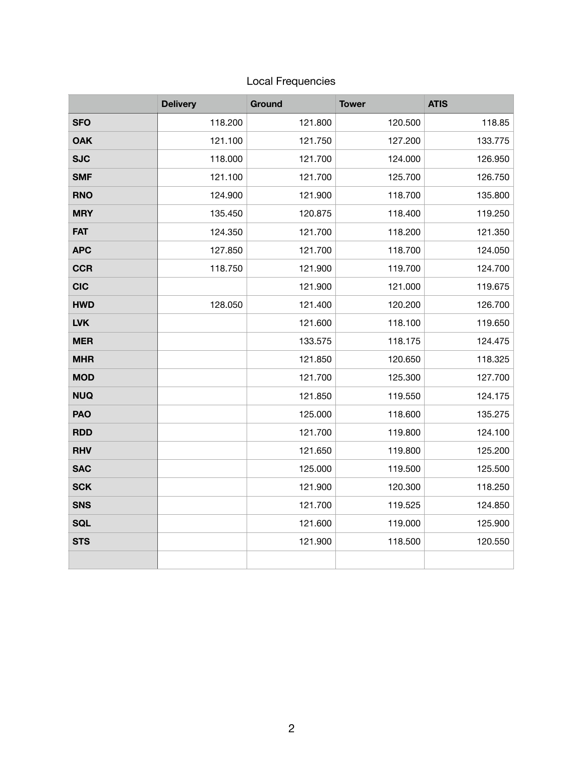Local Frequencies

| | Delivery | Ground | Tower | ATIS |
|---|---|---|---|---|
| **SFO** | 118.200 | 121.800 | 120.500 | 118.85 |
| **OAK** | 121.100 | 121.750 | 127.200 | 133.775 |
| **SJC** | 118.000 | 121.700 | 124.000 | 126.950 |
| **SMF** | 121.100 | 121.700 | 125.700 | 126.750 |
| **RNO** | 124.900 | 121.900 | 118.700 | 135.800 |
| **MRY** | 135.450 | 120.875 | 118.400 | 119.250 |
| **FAT** | 124.350 | 121.700 | 118.200 | 121.350 |
| **APC** | 127.850 | 121.700 | 118.700 | 124.050 |
| **CCR** | 118.750 | 121.900 | 119.700 | 124.700 |
| **CIC** | | 121.900 | 121.000 | 119.675 |
| **HWD** | 128.050 | 121.400 | 120.200 | 126.700 |
| **LVK** | | 121.600 | 118.100 | 119.650 |
| **MER** | | 133.575 | 118.175 | 124.475 |
| **MHR** | | 121.850 | 120.650 | 118.325 |
| **MOD** | | 121.700 | 125.300 | 127.700 |
| **NUQ** | | 121.850 | 119.550 | 124.175 |
| **PAO** | | 125.000 | 118.600 | 135.275 |
| **RDD** | | 121.700 | 119.800 | 124.100 |
| **RHV** | | 121.650 | 119.800 | 125.200 |
| **SAC** | | 125.000 | 119.500 | 125.500 |
| **SCK** | | 121.900 | 120.300 | 118.250 |
| **SNS** | | 121.700 | 119.525 | 124.850 |
| **SQL** | | 121.600 | 119.000 | 125.900 |
| **STS** | | 121.900 | 118.500 | 120.550 |
| | | | | |